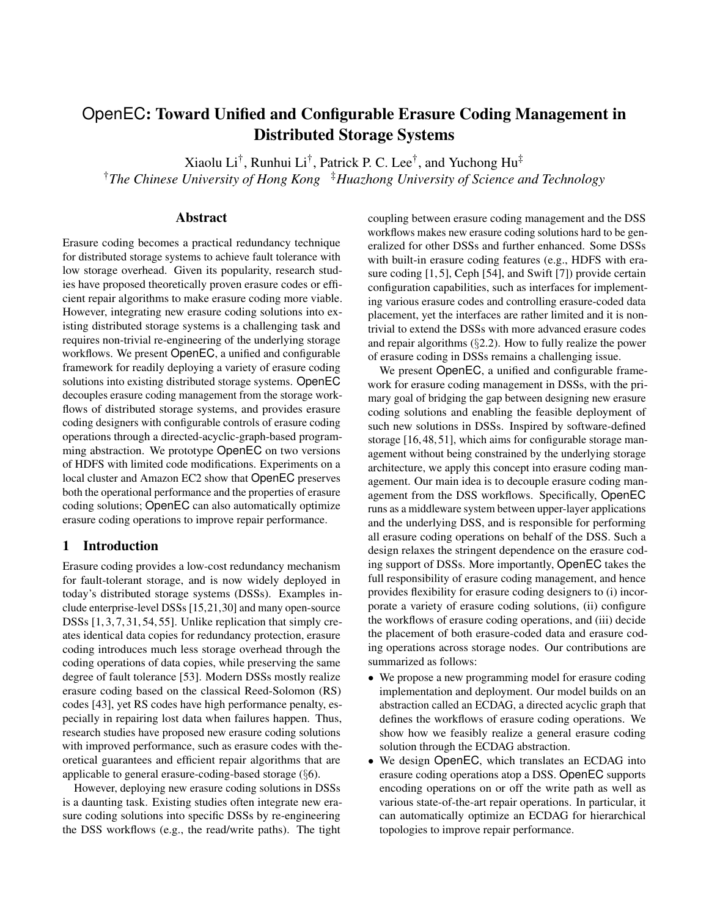# OpenEC: Toward Unified and Configurable Erasure Coding Management in Distributed Storage Systems

Xiaolu Li†, Runhui Li†, Patrick P. C. Lee†, and Yuchong Hu‡

†*The Chinese University of Hong Kong* ‡*Huazhong University of Science and Technology*

## Abstract

Erasure coding becomes a practical redundancy technique for distributed storage systems to achieve fault tolerance with low storage overhead. Given its popularity, research studies have proposed theoretically proven erasure codes or efficient repair algorithms to make erasure coding more viable. However, integrating new erasure coding solutions into existing distributed storage systems is a challenging task and requires non-trivial re-engineering of the underlying storage workflows. We present OpenEC, a unified and configurable framework for readily deploying a variety of erasure coding solutions into existing distributed storage systems. OpenEC decouples erasure coding management from the storage workflows of distributed storage systems, and provides erasure coding designers with configurable controls of erasure coding operations through a directed-acyclic-graph-based programming abstraction. We prototype OpenEC on two versions of HDFS with limited code modifications. Experiments on a local cluster and Amazon EC2 show that OpenEC preserves both the operational performance and the properties of erasure coding solutions; OpenEC can also automatically optimize erasure coding operations to improve repair performance.

## 1 Introduction

Erasure coding provides a low-cost redundancy mechanism for fault-tolerant storage, and is now widely deployed in today's distributed storage systems (DSSs). Examples include enterprise-level DSSs [15,21,30] and many open-source DSSs [1,3,7,31,54,55]. Unlike replication that simply creates identical data copies for redundancy protection, erasure coding introduces much less storage overhead through the coding operations of data copies, while preserving the same degree of fault tolerance [53]. Modern DSSs mostly realize erasure coding based on the classical Reed-Solomon (RS) codes [43], yet RS codes have high performance penalty, especially in repairing lost data when failures happen. Thus, research studies have proposed new erasure coding solutions with improved performance, such as erasure codes with theoretical guarantees and efficient repair algorithms that are applicable to general erasure-coding-based storage (§6).

However, deploying new erasure coding solutions in DSSs is a daunting task. Existing studies often integrate new erasure coding solutions into specific DSSs by re-engineering the DSS workflows (e.g., the read/write paths). The tight coupling between erasure coding management and the DSS workflows makes new erasure coding solutions hard to be generalized for other DSSs and further enhanced. Some DSSs with built-in erasure coding features (e.g., HDFS with erasure coding [1,5], Ceph [54], and Swift [7]) provide certain configuration capabilities, such as interfaces for implementing various erasure codes and controlling erasure-coded data placement, yet the interfaces are rather limited and it is nontrivial to extend the DSSs with more advanced erasure codes and repair algorithms (§2.2). How to fully realize the power of erasure coding in DSSs remains a challenging issue.

We present OpenEC, a unified and configurable framework for erasure coding management in DSSs, with the primary goal of bridging the gap between designing new erasure coding solutions and enabling the feasible deployment of such new solutions in DSSs. Inspired by software-defined storage [16,48,51], which aims for configurable storage management without being constrained by the underlying storage architecture, we apply this concept into erasure coding management. Our main idea is to decouple erasure coding management from the DSS workflows. Specifically, OpenEC runs as a middleware system between upper-layer applications and the underlying DSS, and is responsible for performing all erasure coding operations on behalf of the DSS. Such a design relaxes the stringent dependence on the erasure coding support of DSSs. More importantly, OpenEC takes the full responsibility of erasure coding management, and hence provides flexibility for erasure coding designers to (i) incorporate a variety of erasure coding solutions, (ii) configure the workflows of erasure coding operations, and (iii) decide the placement of both erasure-coded data and erasure coding operations across storage nodes. Our contributions are summarized as follows:

- We propose a new programming model for erasure coding implementation and deployment. Our model builds on an abstraction called an ECDAG, a directed acyclic graph that defines the workflows of erasure coding operations. We show how we feasibly realize a general erasure coding solution through the ECDAG abstraction.
- We design OpenEC, which translates an ECDAG into erasure coding operations atop a DSS. OpenEC supports encoding operations on or off the write path as well as various state-of-the-art repair operations. In particular, it can automatically optimize an ECDAG for hierarchical topologies to improve repair performance.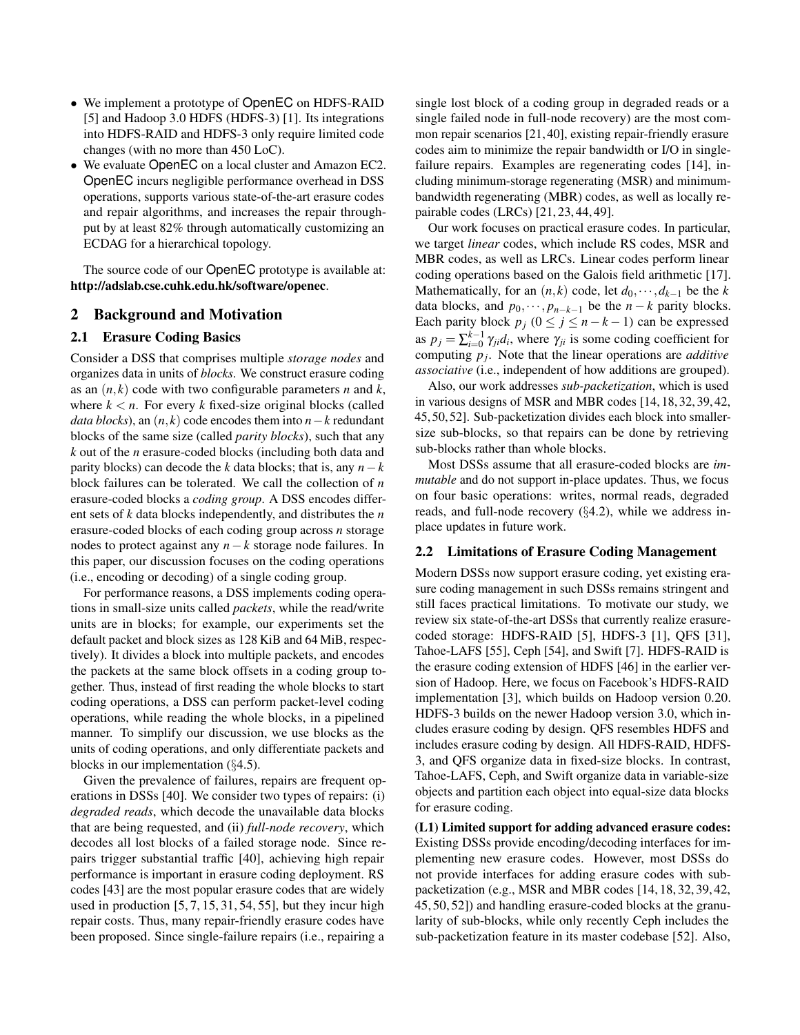- We implement a prototype of OpenEC on HDFS-RAID [5] and Hadoop 3.0 HDFS (HDFS-3) [1]. Its integrations into HDFS-RAID and HDFS-3 only require limited code changes (with no more than 450 LoC).
- We evaluate OpenEC on a local cluster and Amazon EC2. OpenEC incurs negligible performance overhead in DSS operations, supports various state-of-the-art erasure codes and repair algorithms, and increases the repair throughput by at least 82% through automatically customizing an ECDAG for a hierarchical topology.

The source code of our OpenEC prototype is available at: **http://adslab.cse.cuhk.edu.hk/software/openec**.

## 2 Background and Motivation

### 2.1 Erasure Coding Basics

Consider a DSS that comprises multiple *storage nodes* and organizes data in units of *blocks*. We construct erasure coding as an $(n,k)$ code with two configurable parameters $n$ and $k$, where $k < n$. For every $k$ fixed-size original blocks (called *data blocks*), an $(n,k)$ code encodes them into $n-k$ redundant blocks of the same size (called *parity blocks*), such that any $k$ out of the $n$ erasure-coded blocks (including both data and parity blocks) can decode the $k$ data blocks; that is, any $n-k$ block failures can be tolerated. We call the collection of $n$ erasure-coded blocks a *coding group*. A DSS encodes different sets of $k$ data blocks independently, and distributes the $n$ erasure-coded blocks of each coding group across $n$ storage nodes to protect against any $n-k$ storage node failures. In this paper, our discussion focuses on the coding operations (i.e., encoding or decoding) of a single coding group.

For performance reasons, a DSS implements coding operations in small-size units called *packets*, while the read/write units are in blocks; for example, our experiments set the default packet and block sizes as 128 KiB and 64 MiB, respectively). It divides a block into multiple packets, and encodes the packets at the same block offsets in a coding group together. Thus, instead of first reading the whole blocks to start coding operations, a DSS can perform packet-level coding operations, while reading the whole blocks, in a pipelined manner. To simplify our discussion, we use blocks as the units of coding operations, and only differentiate packets and blocks in our implementation (§4.5).

Given the prevalence of failures, repairs are frequent operations in DSSs [40]. We consider two types of repairs: (i) *degraded reads*, which decode the unavailable data blocks that are being requested, and (ii) *full-node recovery*, which decodes all lost blocks of a failed storage node. Since repairs trigger substantial traffic [40], achieving high repair performance is important in erasure coding deployment. RS codes [43] are the most popular erasure codes that are widely used in production [5, 7, 15, 31, 54, 55], but they incur high repair costs. Thus, many repair-friendly erasure codes have been proposed. Since single-failure repairs (i.e., repairing a single lost block of a coding group in degraded reads or a single failed node in full-node recovery) are the most common repair scenarios [21, 40], existing repair-friendly erasure codes aim to minimize the repair bandwidth or I/O in single-failure repairs. Examples are regenerating codes [14], including minimum-storage regenerating (MSR) and minimum-bandwidth regenerating (MBR) codes, as well as locally repairable codes (LRCs) [21, 23, 44, 49].

Our work focuses on practical erasure codes. In particular, we target *linear* codes, which include RS codes, MSR and MBR codes, as well as LRCs. Linear codes perform linear coding operations based on the Galois field arithmetic [17]. Mathematically, for an $(n,k)$ code, let $d_0, \cdots, d_{k-1}$ be the $k$ data blocks, and $p_0, \cdots, p_{n-k-1}$ be the $n-k$ parity blocks. Each parity block $p_j$ ($0 \leq j \leq n-k-1$) can be expressed as $p_j = \sum_{i=0}^{k-1} \gamma_{ji} d_i$, where $\gamma_{ji}$ is some coding coefficient for computing $p_j$. Note that the linear operations are *additive associative* (i.e., independent of how additions are grouped).

Also, our work addresses *sub-packetization*, which is used in various designs of MSR and MBR codes [14, 18, 32, 39, 42, 45, 50, 52]. Sub-packetization divides each block into smaller-size sub-blocks, so that repairs can be done by retrieving sub-blocks rather than whole blocks.

Most DSSs assume that all erasure-coded blocks are *immutable* and do not support in-place updates. Thus, we focus on four basic operations: writes, normal reads, degraded reads, and full-node recovery (§4.2), while we address in-place updates in future work.

### 2.2 Limitations of Erasure Coding Management

Modern DSSs now support erasure coding, yet existing erasure coding management in such DSSs remains stringent and still faces practical limitations. To motivate our study, we review six state-of-the-art DSSs that currently realize erasure-coded storage: HDFS-RAID [5], HDFS-3 [1], QFS [31], Tahoe-LAFS [55], Ceph [54], and Swift [7]. HDFS-RAID is the erasure coding extension of HDFS [46] in the earlier version of Hadoop. Here, we focus on Facebook's HDFS-RAID implementation [3], which builds on Hadoop version 0.20. HDFS-3 builds on the newer Hadoop version 3.0, which includes erasure coding by design. QFS resembles HDFS and includes erasure coding by design. All HDFS-RAID, HDFS-3, and QFS organize data in fixed-size blocks. In contrast, Tahoe-LAFS, Ceph, and Swift organize data in variable-size objects and partition each object into equal-size data blocks for erasure coding.

**(L1) Limited support for adding advanced erasure codes:** Existing DSSs provide encoding/decoding interfaces for implementing new erasure codes. However, most DSSs do not provide interfaces for adding erasure codes with sub-packetization (e.g., MSR and MBR codes [14, 18, 32, 39, 42, 45, 50, 52]) and handling erasure-coded blocks at the granularity of sub-blocks, while only recently Ceph includes the sub-packetization feature in its master codebase [52]. Also,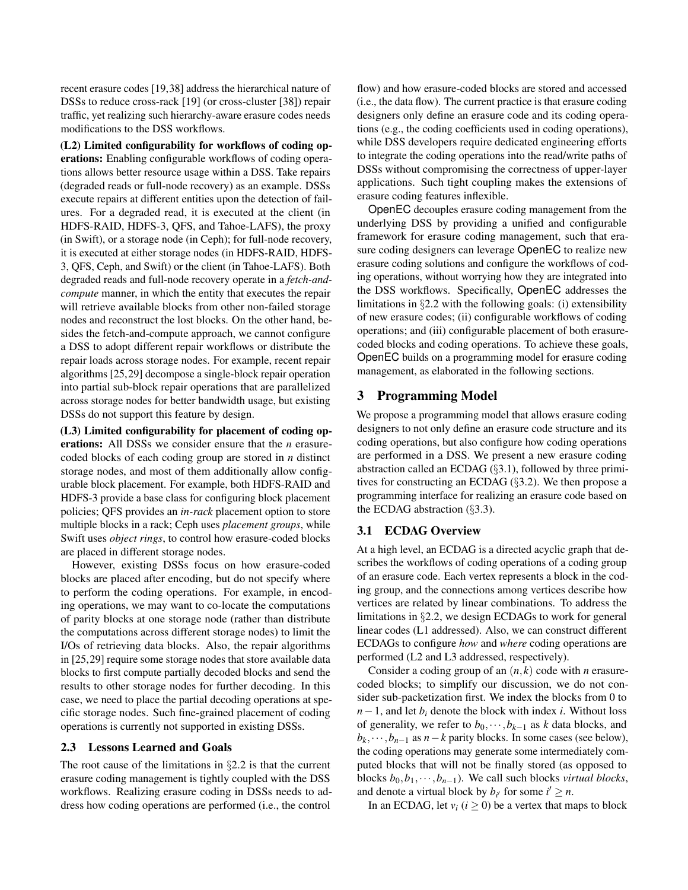recent erasure codes [19,38] address the hierarchical nature of DSSs to reduce cross-rack [19] (or cross-cluster [38]) repair traffic, yet realizing such hierarchy-aware erasure codes needs modifications to the DSS workflows.

**(L2) Limited configurability for workflows of coding operations:** Enabling configurable workflows of coding operations allows better resource usage within a DSS. Take repairs (degraded reads or full-node recovery) as an example. DSSs execute repairs at different entities upon the detection of failures. For a degraded read, it is executed at the client (in HDFS-RAID, HDFS-3, QFS, and Tahoe-LAFS), the proxy (in Swift), or a storage node (in Ceph); for full-node recovery, it is executed at either storage nodes (in HDFS-RAID, HDFS-3, QFS, Ceph, and Swift) or the client (in Tahoe-LAFS). Both degraded reads and full-node recovery operate in a *fetch-and-compute* manner, in which the entity that executes the repair will retrieve available blocks from other non-failed storage nodes and reconstruct the lost blocks. On the other hand, besides the fetch-and-compute approach, we cannot configure a DSS to adopt different repair workflows or distribute the repair loads across storage nodes. For example, recent repair algorithms [25,29] decompose a single-block repair operation into partial sub-block repair operations that are parallelized across storage nodes for better bandwidth usage, but existing DSSs do not support this feature by design.

**(L3) Limited configurability for placement of coding operations:** All DSSs we consider ensure that the $n$ erasure-coded blocks of each coding group are stored in $n$ distinct storage nodes, and most of them additionally allow configurable block placement. For example, both HDFS-RAID and HDFS-3 provide a base class for configuring block placement policies; QFS provides an *in-rack* placement option to store multiple blocks in a rack; Ceph uses *placement groups*, while Swift uses *object rings*, to control how erasure-coded blocks are placed in different storage nodes.

However, existing DSSs focus on how erasure-coded blocks are placed after encoding, but do not specify where to perform the coding operations. For example, in encoding operations, we may want to co-locate the computations of parity blocks at one storage node (rather than distribute the computations across different storage nodes) to limit the I/Os of retrieving data blocks. Also, the repair algorithms in [25,29] require some storage nodes that store available data blocks to first compute partially decoded blocks and send the results to other storage nodes for further decoding. In this case, we need to place the partial decoding operations at specific storage nodes. Such fine-grained placement of coding operations is currently not supported in existing DSSs.

### 2.3 Lessons Learned and Goals

The root cause of the limitations in §2.2 is that the current erasure coding management is tightly coupled with the DSS workflows. Realizing erasure coding in DSSs needs to address how coding operations are performed (i.e., the control flow) and how erasure-coded blocks are stored and accessed (i.e., the data flow). The current practice is that erasure coding designers only define an erasure code and its coding operations (e.g., the coding coefficients used in coding operations), while DSS developers require dedicated engineering efforts to integrate the coding operations into the read/write paths of DSSs without compromising the correctness of upper-layer applications. Such tight coupling makes the extensions of erasure coding features inflexible.

OpenEC decouples erasure coding management from the underlying DSS by providing a unified and configurable framework for erasure coding management, such that erasure coding designers can leverage OpenEC to realize new erasure coding solutions and configure the workflows of coding operations, without worrying how they are integrated into the DSS workflows. Specifically, OpenEC addresses the limitations in §2.2 with the following goals: (i) extensibility of new erasure codes; (ii) configurable workflows of coding operations; and (iii) configurable placement of both erasure-coded blocks and coding operations. To achieve these goals, OpenEC builds on a programming model for erasure coding management, as elaborated in the following sections.

## 3 Programming Model

We propose a programming model that allows erasure coding designers to not only define an erasure code structure and its coding operations, but also configure how coding operations are performed in a DSS. We present a new erasure coding abstraction called an ECDAG (§3.1), followed by three primitives for constructing an ECDAG (§3.2). We then propose a programming interface for realizing an erasure code based on the ECDAG abstraction (§3.3).

### 3.1 ECDAG Overview

At a high level, an ECDAG is a directed acyclic graph that describes the workflows of coding operations of a coding group of an erasure code. Each vertex represents a block in the coding group, and the connections among vertices describe how vertices are related by linear combinations. To address the limitations in §2.2, we design ECDAGs to work for general linear codes (L1 addressed). Also, we can construct different ECDAGs to configure *how* and *where* coding operations are performed (L2 and L3 addressed, respectively).

Consider a coding group of an $(n,k)$ code with $n$ erasure-coded blocks; to simplify our discussion, we do not consider sub-packetization first. We index the blocks from 0 to $n-1$, and let $b_i$ denote the block with index $i$. Without loss of generality, we refer to $b_0, \cdots, b_{k-1}$ as $k$ data blocks, and $b_k, \cdots, b_{n-1}$ as $n-k$ parity blocks. In some cases (see below), the coding operations may generate some intermediately computed blocks that will not be finally stored (as opposed to blocks $b_0, b_1, \cdots, b_{n-1}$). We call such blocks *virtual blocks*, and denote a virtual block by $b_{i'}$ for some $i' \geq n$.

In an ECDAG, let $v_i$ ($i \geq 0$) be a vertex that maps to block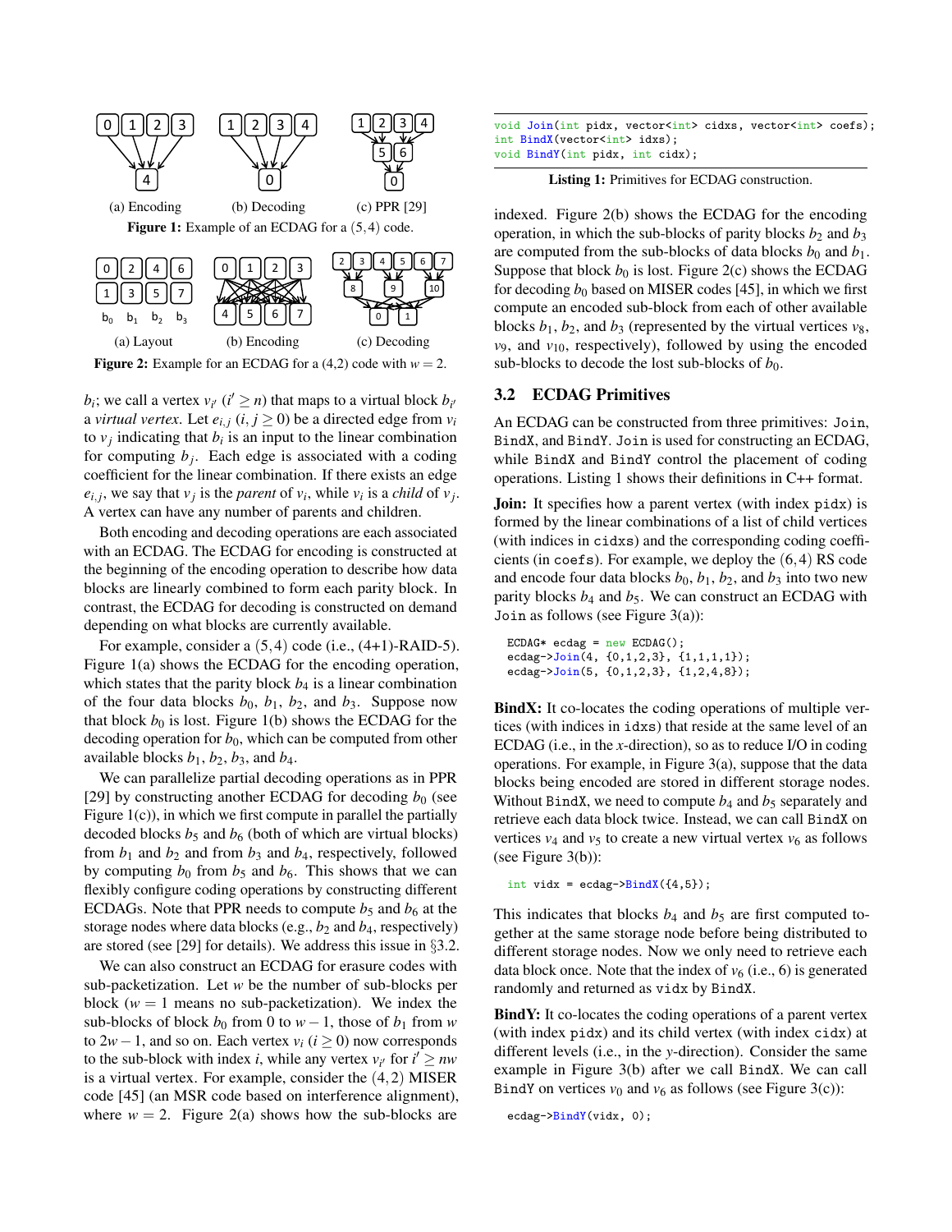(a) Encoding (b) Decoding (c) PPR [29]

**Figure 1:** Example of an ECDAG for a $(5,4)$ code.

(a) Layout (b) Encoding (c) Decoding

**Figure 2:** Example for an ECDAG for a (4,2) code with $w = 2$.

$b_i$; we call a vertex $v_{i'}$ ($i' \geq n$) that maps to a virtual block $b_{i'}$ a *virtual vertex*. Let $e_{i,j}$ ($i, j \geq 0$) be a directed edge from $v_i$ to $v_j$ indicating that $b_i$ is an input to the linear combination for computing $b_j$. Each edge is associated with a coding coefficient for the linear combination. If there exists an edge $e_{i,j}$, we say that $v_j$ is the *parent* of $v_i$, while $v_i$ is a *child* of $v_j$. A vertex can have any number of parents and children.

Both encoding and decoding operations are each associated with an ECDAG. The ECDAG for encoding is constructed at the beginning of the encoding operation to describe how data blocks are linearly combined to form each parity block. In contrast, the ECDAG for decoding is constructed on demand depending on what blocks are currently available.

For example, consider a $(5,4)$ code (i.e., (4+1)-RAID-5). Figure 1(a) shows the ECDAG for the encoding operation, which states that the parity block $b_4$ is a linear combination of the four data blocks $b_0$, $b_1$, $b_2$, and $b_3$. Suppose now that block $b_0$ is lost. Figure 1(b) shows the ECDAG for the decoding operation for $b_0$, which can be computed from other available blocks $b_1$, $b_2$, $b_3$, and $b_4$.

We can parallelize partial decoding operations as in PPR [29] by constructing another ECDAG for decoding $b_0$ (see Figure 1(c)), in which we first compute in parallel the partially decoded blocks $b_5$ and $b_6$ (both of which are virtual blocks) from $b_1$ and $b_2$ and from $b_3$ and $b_4$, respectively, followed by computing $b_0$ from $b_5$ and $b_6$. This shows that we can flexibly configure coding operations by constructing different ECDAGs. Note that PPR needs to compute $b_5$ and $b_6$ at the storage nodes where data blocks (e.g., $b_2$ and $b_4$, respectively) are stored (see [29] for details). We address this issue in §3.2.

We can also construct an ECDAG for erasure codes with sub-packetization. Let $w$ be the number of sub-blocks per block ($w = 1$ means no sub-packetization). We index the sub-blocks of block $b_0$ from 0 to $w-1$, those of $b_1$ from $w$ to $2w-1$, and so on. Each vertex $v_i$ ($i \geq 0$) now corresponds to the sub-block with index $i$, while any vertex $v_{i'}$ for $i' \geq nw$ is a virtual vertex. For example, consider the $(4,2)$ MISER code [45] (an MSR code based on interference alignment), where $w = 2$. Figure 2(a) shows how the sub-blocks are indexed. Figure 2(b) shows the ECDAG for the encoding operation, in which the sub-blocks of parity blocks $b_2$ and $b_3$ are computed from the sub-blocks of data blocks $b_0$ and $b_1$. Suppose that block $b_0$ is lost. Figure 2(c) shows the ECDAG for decoding $b_0$ based on MISER codes [45], in which we first compute an encoded sub-block from each of other available blocks $b_1$, $b_2$, and $b_3$ (represented by the virtual vertices $v_8$, $v_9$, and $v_{10}$, respectively), followed by using the encoded sub-blocks to decode the lost sub-blocks of $b_0$.

```
void Join(int pidx, vector<int> cidxs, vector<int> coefs);
int BindX(vector<int> idxs);
void BindY(int pidx, int cidx);
```

**Listing 1:** Primitives for ECDAG construction.

## 3.2 ECDAG Primitives

An ECDAG can be constructed from three primitives: `Join`, `BindX`, and `BindY`. `Join` is used for constructing an ECDAG, while `BindX` and `BindY` control the placement of coding operations. Listing 1 shows their definitions in C++ format.

**Join:** It specifies how a parent vertex (with index `pidx`) is formed by the linear combinations of a list of child vertices (with indices in `cidxs`) and the corresponding coding coefficients (in `coefs`). For example, we deploy the $(6,4)$ RS code and encode four data blocks $b_0$, $b_1$, $b_2$, and $b_3$ into two new parity blocks $b_4$ and $b_5$. We can construct an ECDAG with `Join` as follows (see Figure 3(a)):

```
ECDAG* ecdag = new ECDAG();
ecdag->Join(4, {0,1,2,3}, {1,1,1,1});
ecdag->Join(5, {0,1,2,3}, {1,2,4,8});
```

**BindX:** It co-locates the coding operations of multiple vertices (with indices in `idxs`) that reside at the same level of an ECDAG (i.e., in the $x$-direction), so as to reduce I/O in coding operations. For example, in Figure 3(a), suppose that the data blocks being encoded are stored in different storage nodes. Without `BindX`, we need to compute $b_4$ and $b_5$ separately and retrieve each data block twice. Instead, we can call `BindX` on vertices $v_4$ and $v_5$ to create a new virtual vertex $v_6$ as follows (see Figure 3(b)):

```
int vidx = ecdag->BindX({4,5});
```

This indicates that blocks $b_4$ and $b_5$ are first computed together at the same storage node before being distributed to different storage nodes. Now we only need to retrieve each data block once. Note that the index of $v_6$ (i.e., 6) is generated randomly and returned as `vidx` by `BindX`.

**BindY:** It co-locates the coding operations of a parent vertex (with index `pidx`) and its child vertex (with index `cidx`) at different levels (i.e., in the $y$-direction). Consider the same example in Figure 3(b) after we call `BindX`. We can call `BindY` on vertices $v_0$ and $v_6$ as follows (see Figure 3(c)):

```
ecdag->BindY(vidx, 0);
```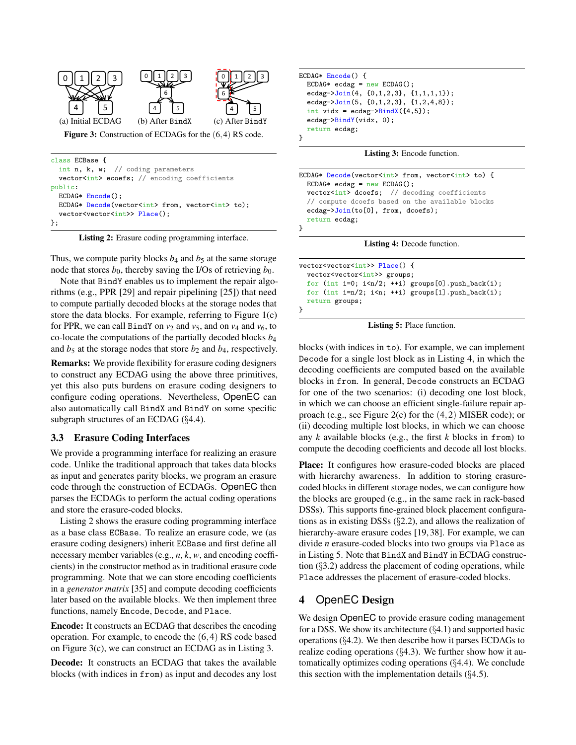(a) Initial ECDAG (b) After `BindX` (c) After `BindY`

**Figure 3:** Construction of ECDAGs for the $(6,4)$ RS code.

```
class ECBase {
  int n, k, w;  // coding parameters
  vector<int> ecoefs; // encoding coefficients
public:
  ECDAG* Encode();
  ECDAG* Decode(vector<int> from, vector<int> to);
  vector<vector<int>> Place();
};
```

**Listing 2:** Erasure coding programming interface.

Thus, we compute parity blocks $b_4$ and $b_5$ at the same storage node that stores $b_0$, thereby saving the I/Os of retrieving $b_0$.

Note that `BindY` enables us to implement the repair algorithms (e.g., PPR [29] and repair pipelining [25]) that need to compute partially decoded blocks at the storage nodes that store the data blocks. For example, referring to Figure 1(c) for PPR, we can call `BindY` on $v_2$ and $v_5$, and on $v_4$ and $v_6$, to co-locate the computations of the partially decoded blocks $b_4$ and $b_5$ at the storage nodes that store $b_2$ and $b_4$, respectively.

**Remarks:** We provide flexibility for erasure coding designers to construct any ECDAG using the above three primitives, yet this also puts burdens on erasure coding designers to configure coding operations. Nevertheless, OpenEC can also automatically call `BindX` and `BindY` on some specific subgraph structures of an ECDAG (§4.4).

### 3.3 Erasure Coding Interfaces

We provide a programming interface for realizing an erasure code. Unlike the traditional approach that takes data blocks as input and generates parity blocks, we program an erasure code through the construction of ECDAGs. OpenEC then parses the ECDAGs to perform the actual coding operations and store the erasure-coded blocks.

Listing 2 shows the erasure coding programming interface as a base class `ECBase`. To realize an erasure code, we (as erasure coding designers) inherit `ECBase` and first define all necessary member variables (e.g., $n$, $k$, $w$, and encoding coefficients) in the constructor method as in traditional erasure code programming. Note that we can store encoding coefficients in a *generator matrix* [35] and compute decoding coefficients later based on the available blocks. We then implement three functions, namely `Encode`, `Decode`, and `Place`.

**Encode:** It constructs an ECDAG that describes the encoding operation. For example, to encode the $(6,4)$ RS code based on Figure 3(c), we can construct an ECDAG as in Listing 3.

**Decode:** It constructs an ECDAG that takes the available blocks (with indices in `from`) as input and decodes any lost blocks (with indices in `to`). For example, we can implement `Decode` for a single lost block as in Listing 4, in which the decoding coefficients are computed based on the available blocks in `from`. In general, `Decode` constructs an ECDAG for one of the two scenarios: (i) decoding one lost block, in which we can choose an efficient single-failure repair approach (e.g., see Figure 2(c) for the $(4,2)$ MISER code); or (ii) decoding multiple lost blocks, in which we can choose any $k$ available blocks (e.g., the first $k$ blocks in `from`) to compute the decoding coefficients and decode all lost blocks.

```
ECDAG* Encode() {
  ECDAG* ecdag = new ECDAG();
  ecdag->Join(4, {0,1,2,3}, {1,1,1,1});
  ecdag->Join(5, {0,1,2,3}, {1,2,4,8});
  int vidx = ecdag->BindX({4,5});
  ecdag->BindY(vidx, 0);
  return ecdag;
}
```

**Listing 3:** Encode function.

```
ECDAG* Decode(vector<int> from, vector<int> to) {
  ECDAG* ecdag = new ECDAG();
  vector<int> dcoefs;  // decoding coefficients
  // compute dcoefs based on the available blocks
  ecdag->Join(to[0], from, dcoefs);
  return ecdag;
}
```

**Listing 4:** Decode function.

```
vector<vector<int>> Place() {
  vector<vector<int>> groups;
  for (int i=0; i<n/2; ++i) groups[0].push_back(i);
  for (int i=n/2; i<n; ++i) groups[1].push_back(i);
  return groups;
}
```

**Listing 5:** Place function.

**Place:** It configures how erasure-coded blocks are placed with hierarchy awareness. In addition to storing erasure-coded blocks in different storage nodes, we can configure how the blocks are grouped (e.g., in the same rack in rack-based DSSs). This supports fine-grained block placement configurations as in existing DSSs (§2.2), and allows the realization of hierarchy-aware erasure codes [19, 38]. For example, we can divide $n$ erasure-coded blocks into two groups via `Place` as in Listing 5. Note that `BindX` and `BindY` in ECDAG construction (§3.2) address the placement of coding operations, while `Place` addresses the placement of erasure-coded blocks.

## 4 OpenEC Design

We design OpenEC to provide erasure coding management for a DSS. We show its architecture (§4.1) and supported basic operations (§4.2). We then describe how it parses ECDAGs to realize coding operations (§4.3). We further show how it automatically optimizes coding operations (§4.4). We conclude this section with the implementation details (§4.5).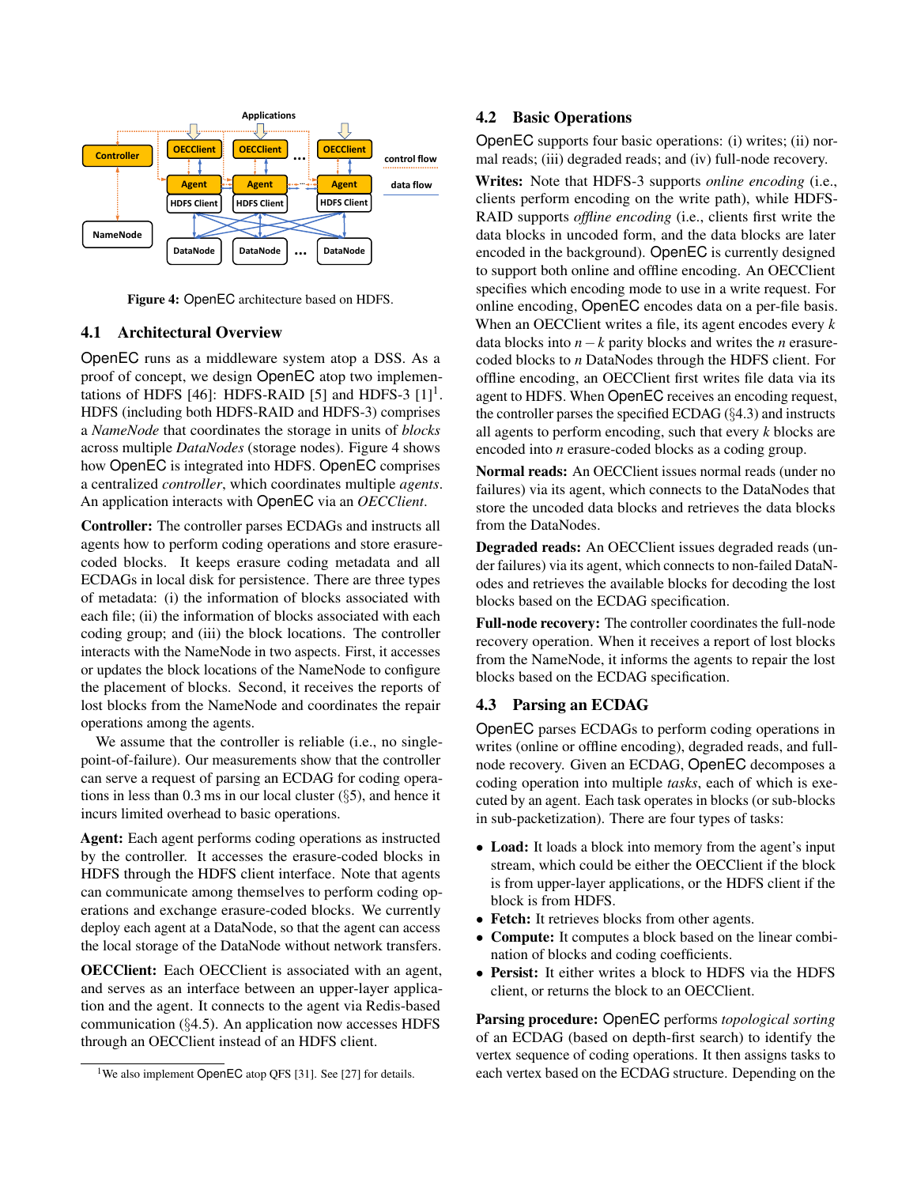Figure 4: OpenEC architecture based on HDFS.

## 4.1 Architectural Overview

OpenEC runs as a middleware system atop a DSS. As a proof of concept, we design OpenEC atop two implementations of HDFS [46]: HDFS-RAID [5] and HDFS-3 [1][1]. HDFS (including both HDFS-RAID and HDFS-3) comprises a *NameNode* that coordinates the storage in units of *blocks* across multiple *DataNodes* (storage nodes). Figure 4 shows how OpenEC is integrated into HDFS. OpenEC comprises a centralized *controller*, which coordinates multiple *agents*. An application interacts with OpenEC via an *OECClient*.

**Controller:** The controller parses ECDAGs and instructs all agents how to perform coding operations and store erasure-coded blocks. It keeps erasure coding metadata and all ECDAGs in local disk for persistence. There are three types of metadata: (i) the information of blocks associated with each file; (ii) the information of blocks associated with each coding group; and (iii) the block locations. The controller interacts with the NameNode in two aspects. First, it accesses or updates the block locations of the NameNode to configure the placement of blocks. Second, it receives the reports of lost blocks from the NameNode and coordinates the repair operations among the agents.

We assume that the controller is reliable (i.e., no single-point-of-failure). Our measurements show that the controller can serve a request of parsing an ECDAG for coding operations in less than 0.3 ms in our local cluster (§5), and hence it incurs limited overhead to basic operations.

**Agent:** Each agent performs coding operations as instructed by the controller. It accesses the erasure-coded blocks in HDFS through the HDFS client interface. Note that agents can communicate among themselves to perform coding operations and exchange erasure-coded blocks. We currently deploy each agent at a DataNode, so that the agent can access the local storage of the DataNode without network transfers.

**OECClient:** Each OECClient is associated with an agent, and serves as an interface between an upper-layer application and the agent. It connects to the agent via Redis-based communication (§4.5). An application now accesses HDFS through an OECClient instead of an HDFS client.

[1] We also implement OpenEC atop QFS [31]. See [27] for details.

## 4.2 Basic Operations

OpenEC supports four basic operations: (i) writes; (ii) normal reads; (iii) degraded reads; and (iv) full-node recovery.

**Writes:** Note that HDFS-3 supports *online encoding* (i.e., clients perform encoding on the write path), while HDFS-RAID supports *offline encoding* (i.e., clients first write the data blocks in uncoded form, and the data blocks are later encoded in the background). OpenEC is currently designed to support both online and offline encoding. An OECClient specifies which encoding mode to use in a write request. For online encoding, OpenEC encodes data on a per-file basis. When an OECClient writes a file, its agent encodes every $k$ data blocks into $n-k$ parity blocks and writes the $n$ erasure-coded blocks to $n$ DataNodes through the HDFS client. For offline encoding, an OECClient first writes file data via its agent to HDFS. When OpenEC receives an encoding request, the controller parses the specified ECDAG (§4.3) and instructs all agents to perform encoding, such that every $k$ blocks are encoded into $n$ erasure-coded blocks as a coding group.

**Normal reads:** An OECClient issues normal reads (under no failures) via its agent, which connects to the DataNodes that store the uncoded data blocks and retrieves the data blocks from the DataNodes.

**Degraded reads:** An OECClient issues degraded reads (under failures) via its agent, which connects to non-failed DataNodes and retrieves the available blocks for decoding the lost blocks based on the ECDAG specification.

**Full-node recovery:** The controller coordinates the full-node recovery operation. When it receives a report of lost blocks from the NameNode, it informs the agents to repair the lost blocks based on the ECDAG specification.

## 4.3 Parsing an ECDAG

OpenEC parses ECDAGs to perform coding operations in writes (online or offline encoding), degraded reads, and full-node recovery. Given an ECDAG, OpenEC decomposes a coding operation into multiple *tasks*, each of which is executed by an agent. Each task operates in blocks (or sub-blocks in sub-packetization). There are four types of tasks:

- **Load:** It loads a block into memory from the agent's input stream, which could be either the OECClient if the block is from upper-layer applications, or the HDFS client if the block is from HDFS.
- **Fetch:** It retrieves blocks from other agents.
- **Compute:** It computes a block based on the linear combination of blocks and coding coefficients.
- **Persist:** It either writes a block to HDFS via the HDFS client, or returns the block to an OECClient.

**Parsing procedure:** OpenEC performs *topological sorting* of an ECDAG (based on depth-first search) to identify the vertex sequence of coding operations. It then assigns tasks to each vertex based on the ECDAG structure. Depending on the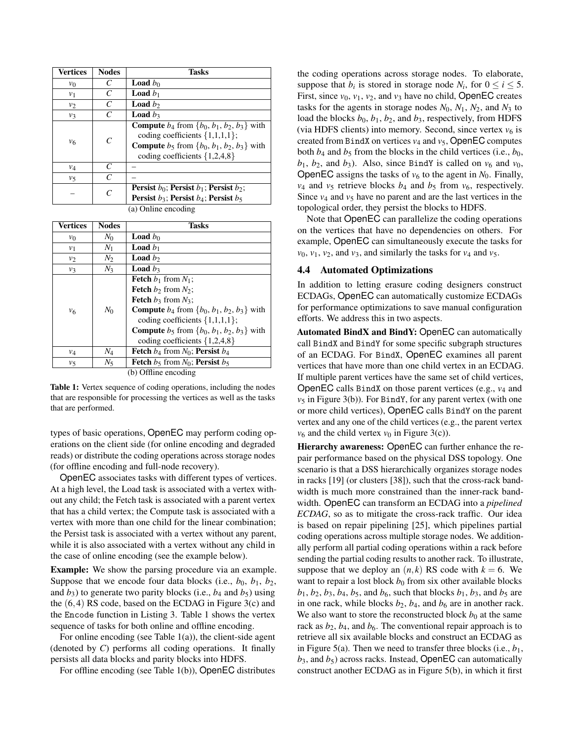| Vertices | Nodes | Tasks |
|---|---|---|
| $v_0$ | $C$ | **Load** $b_0$ |
| $v_1$ | $C$ | **Load** $b_1$ |
| $v_2$ | $C$ | **Load** $b_2$ |
| $v_3$ | $C$ | **Load** $b_3$ |
| $v_6$ | $C$ | **Compute** $b_4$ from $\{b_0, b_1, b_2, b_3\}$ with coding coefficients $\{1,1,1,1\}$; **Compute** $b_5$ from $\{b_0, b_1, b_2, b_3\}$ with coding coefficients $\{1,2,4,8\}$ |
| $v_4$ | $C$ | – |
| $v_5$ | $C$ | – |
| – | $C$ | **Persist** $b_0$; **Persist** $b_1$; **Persist** $b_2$; **Persist** $b_3$; **Persist** $b_4$; **Persist** $b_5$ |

(a) Online encoding

| Vertices | Nodes | Tasks |
|---|---|---|
| $v_0$ | $N_0$ | **Load** $b_0$ |
| $v_1$ | $N_1$ | **Load** $b_1$ |
| $v_2$ | $N_2$ | **Load** $b_2$ |
| $v_3$ | $N_3$ | **Load** $b_3$ |
| $v_6$ | $N_0$ | **Fetch** $b_1$ from $N_1$; **Fetch** $b_2$ from $N_2$; **Fetch** $b_3$ from $N_3$; **Compute** $b_4$ from $\{b_0, b_1, b_2, b_3\}$ with coding coefficients $\{1,1,1,1\}$; **Compute** $b_5$ from $\{b_0, b_1, b_2, b_3\}$ with coding coefficients $\{1,2,4,8\}$ |
| $v_4$ | $N_4$ | **Fetch** $b_4$ from $N_0$; **Persist** $b_4$ |
| $v_5$ | $N_5$ | **Fetch** $b_5$ from $N_0$; **Persist** $b_5$ |

(b) Offline encoding

**Table 1:** Vertex sequence of coding operations, including the nodes that are responsible for processing the vertices as well as the tasks that are performed.

types of basic operations, OpenEC may perform coding operations on the client side (for online encoding and degraded reads) or distribute the coding operations across storage nodes (for offline encoding and full-node recovery).

OpenEC associates tasks with different types of vertices. At a high level, the Load task is associated with a vertex without any child; the Fetch task is associated with a parent vertex that has a child vertex; the Compute task is associated with a vertex with more than one child for the linear combination; the Persist task is associated with a vertex without any parent, while it is also associated with a vertex without any child in the case of online encoding (see the example below).

**Example:** We show the parsing procedure via an example. Suppose that we encode four data blocks (i.e., $b_0$, $b_1$, $b_2$, and $b_3$) to generate two parity blocks (i.e., $b_4$ and $b_5$) using the $(6,4)$ RS code, based on the ECDAG in Figure 3(c) and the Encode function in Listing 3. Table 1 shows the vertex sequence of tasks for both online and offline encoding.

For online encoding (see Table 1(a)), the client-side agent (denoted by $C$) performs all coding operations. It finally persists all data blocks and parity blocks into HDFS.

For offline encoding (see Table 1(b)), OpenEC distributes the coding operations across storage nodes. To elaborate, suppose that $b_i$ is stored in storage node $N_i$, for $0 \leq i \leq 5$. First, since $v_0$, $v_1$, $v_2$, and $v_3$ have no child, OpenEC creates tasks for the agents in storage nodes $N_0$, $N_1$, $N_2$, and $N_3$ to load the blocks $b_0$, $b_1$, $b_2$, and $b_3$, respectively, from HDFS (via HDFS clients) into memory. Second, since vertex $v_6$ is created from BindX on vertices $v_4$ and $v_5$, OpenEC computes both $b_4$ and $b_5$ from the blocks in the child vertices (i.e., $b_0$, $b_1$, $b_2$, and $b_3$). Also, since BindY is called on $v_6$ and $v_0$, OpenEC assigns the tasks of $v_6$ to the agent in $N_0$. Finally, $v_4$ and $v_5$ retrieve blocks $b_4$ and $b_5$ from $v_6$, respectively. Since $v_4$ and $v_5$ have no parent and are the last vertices in the topological order, they persist the blocks to HDFS.

Note that OpenEC can parallelize the coding operations on the vertices that have no dependencies on others. For example, OpenEC can simultaneously execute the tasks for $v_0$, $v_1$, $v_2$, and $v_3$, and similarly the tasks for $v_4$ and $v_5$.

### 4.4 Automated Optimizations

In addition to letting erasure coding designers construct ECDAGs, OpenEC can automatically customize ECDAGs for performance optimizations to save manual configuration efforts. We address this in two aspects.

**Automated BindX and BindY:** OpenEC can automatically call BindX and BindY for some specific subgraph structures of an ECDAG. For BindX, OpenEC examines all parent vertices that have more than one child vertex in an ECDAG. If multiple parent vertices have the same set of child vertices, OpenEC calls BindX on those parent vertices (e.g., $v_4$ and $v_5$ in Figure 3(b)). For BindY, for any parent vertex (with one or more child vertices), OpenEC calls BindY on the parent vertex and any one of the child vertices (e.g., the parent vertex $v_6$ and the child vertex $v_0$ in Figure 3(c)).

**Hierarchy awareness:** OpenEC can further enhance the repair performance based on the physical DSS topology. One scenario is that a DSS hierarchically organizes storage nodes in racks [19] (or clusters [38]), such that the cross-rack bandwidth is much more constrained than the inner-rack bandwidth. OpenEC can transform an ECDAG into a *pipelined ECDAG*, so as to mitigate the cross-rack traffic. Our idea is based on repair pipelining [25], which pipelines partial coding operations across multiple storage nodes. We additionally perform all partial coding operations within a rack before sending the partial coding results to another rack. To illustrate, suppose that we deploy an $(n,k)$ RS code with $k = 6$. We want to repair a lost block $b_0$ from six other available blocks $b_1$, $b_2$, $b_3$, $b_4$, $b_5$, and $b_6$, such that blocks $b_1$, $b_3$, and $b_5$ are in one rack, while blocks $b_2$, $b_4$, and $b_6$ are in another rack. We also want to store the reconstructed block $b_0$ at the same rack as $b_2$, $b_4$, and $b_6$. The conventional repair approach is to retrieve all six available blocks and construct an ECDAG as in Figure 5(a). Then we need to transfer three blocks (i.e., $b_1$, $b_3$, and $b_5$) across racks. Instead, OpenEC can automatically construct another ECDAG as in Figure 5(b), in which it first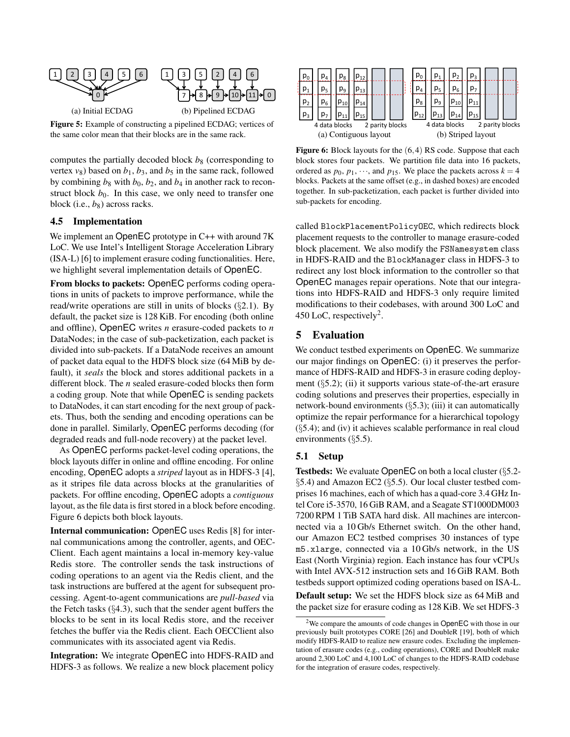(a) Initial ECDAG (b) Pipelined ECDAG

**Figure 5:** Example of constructing a pipelined ECDAG; vertices of the same color mean that their blocks are in the same rack.

computes the partially decoded block $b_8$ (corresponding to vertex $v_8$) based on $b_1$, $b_3$, and $b_5$ in the same rack, followed by combining $b_8$ with $b_0$, $b_2$, and $b_4$ in another rack to reconstruct block $b_0$. In this case, we only need to transfer one block (i.e., $b_8$) across racks.

## 4.5 Implementation

We implement an OpenEC prototype in C++ with around 7K LoC. We use Intel's Intelligent Storage Acceleration Library (ISA-L) [6] to implement erasure coding functionalities. Here, we highlight several implementation details of OpenEC.

**From blocks to packets:** OpenEC performs coding operations in units of packets to improve performance, while the read/write operations are still in units of blocks (§2.1). By default, the packet size is 128 KiB. For encoding (both online and offline), OpenEC writes $n$ erasure-coded packets to $n$ DataNodes; in the case of sub-packetization, each packet is divided into sub-packets. If a DataNode receives an amount of packet data equal to the HDFS block size (64 MiB by default), it *seals* the block and stores additional packets in a different block. The $n$ sealed erasure-coded blocks then form a coding group. Note that while OpenEC is sending packets to DataNodes, it can start encoding for the next group of packets. Thus, both the sending and encoding operations can be done in parallel. Similarly, OpenEC performs decoding (for degraded reads and full-node recovery) at the packet level.

As OpenEC performs packet-level coding operations, the block layouts differ in online and offline encoding. For online encoding, OpenEC adopts a *striped* layout as in HDFS-3 [4], as it stripes file data across blocks at the granularities of packets. For offline encoding, OpenEC adopts a *contiguous* layout, as the file data is first stored in a block before encoding. Figure 6 depicts both block layouts.

**Internal communication:** OpenEC uses Redis [8] for internal communications among the controller, agents, and OECClient. Each agent maintains a local in-memory key-value Redis store. The controller sends the task instructions of coding operations to an agent via the Redis client, and the task instructions are buffered at the agent for subsequent processing. Agent-to-agent communications are *pull-based* via the Fetch tasks (§4.3), such that the sender agent buffers the blocks to be sent in its local Redis store, and the receiver fetches the buffer via the Redis client. Each OECClient also communicates with its associated agent via Redis.

**Integration:** We integrate OpenEC into HDFS-RAID and HDFS-3 as follows. We realize a new block placement policy

(a) Contiguous layout (b) Striped layout

**Figure 6:** Block layouts for the $(6,4)$ RS code. Suppose that each block stores four packets. We partition file data into 16 packets, ordered as $p_0$, $p_1$, $\cdots$, and $p_{15}$. We place the packets across $k = 4$ blocks. Packets at the same offset (e.g., in dashed boxes) are encoded together. In sub-packetization, each packet is further divided into sub-packets for encoding.

called `BlockPlacementPolicyOEC`, which redirects block placement requests to the controller to manage erasure-coded block placement. We also modify the `FSNamesystem` class in HDFS-RAID and the `BlockManager` class in HDFS-3 to redirect any lost block information to the controller so that OpenEC manages repair operations. Note that our integrations into HDFS-RAID and HDFS-3 only require limited modifications to their codebases, with around 300 LoC and 450 LoC, respectively[2].

# 5 Evaluation

We conduct testbed experiments on OpenEC. We summarize our major findings on OpenEC: (i) it preserves the performance of HDFS-RAID and HDFS-3 in erasure coding deployment (§5.2); (ii) it supports various state-of-the-art erasure coding solutions and preserves their properties, especially in network-bound environments (§5.3); (iii) it can automatically optimize the repair performance for a hierarchical topology (§5.4); and (iv) it achieves scalable performance in real cloud environments (§5.5).

## 5.1 Setup

**Testbeds:** We evaluate OpenEC on both a local cluster (§5.2-§5.4) and Amazon EC2 (§5.5). Our local cluster testbed comprises 16 machines, each of which has a quad-core 3.4 GHz Intel Core i5-3570, 16 GiB RAM, and a Seagate ST1000DM003 7200 RPM 1 TiB SATA hard disk. All machines are interconnected via a 10 Gb/s Ethernet switch. On the other hand, our Amazon EC2 testbed comprises 30 instances of type `m5.xlarge`, connected via a 10 Gb/s network, in the US East (North Virginia) region. Each instance has four vCPUs with Intel AVX-512 instruction sets and 16 GiB RAM. Both testbeds support optimized coding operations based on ISA-L.

**Default setup:** We set the HDFS block size as 64 MiB and the packet size for erasure coding as 128 KiB. We set HDFS-3

[2] We compare the amounts of code changes in OpenEC with those in our previously built prototypes CORE [26] and DoubleR [19], both of which modify HDFS-RAID to realize new erasure codes. Excluding the implementation of erasure codes (e.g., coding operations), CORE and DoubleR make around 2,300 LoC and 4,100 LoC of changes to the HDFS-RAID codebase for the integration of erasure codes, respectively.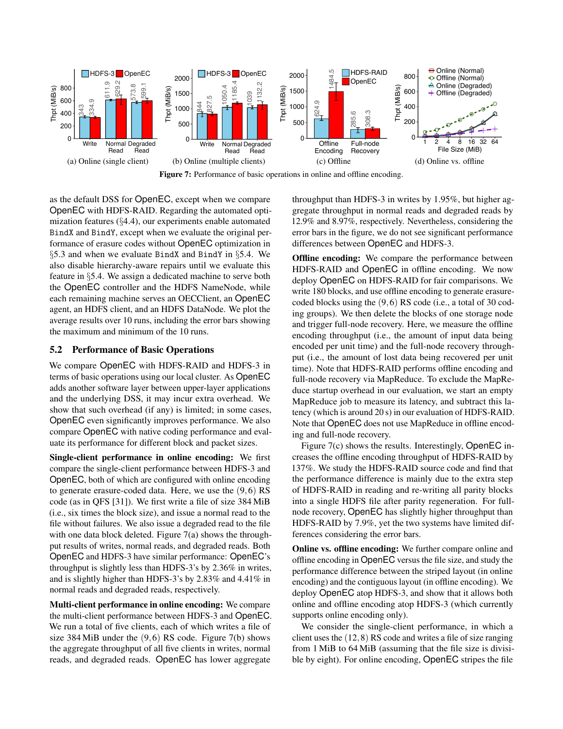Figure 7: Performance of basic operations in online and offline encoding.

(a) Online (single client) (b) Online (multiple clients) (c) Offline (d) Online vs. offline

as the default DSS for OpenEC, except when we compare OpenEC with HDFS-RAID. Regarding the automated optimization features (§4.4), our experiments enable automated BindX and BindY, except when we evaluate the original performance of erasure codes without OpenEC optimization in §5.3 and when we evaluate BindX and BindY in §5.4. We also disable hierarchy-aware repairs until we evaluate this feature in §5.4. We assign a dedicated machine to serve both the OpenEC controller and the HDFS NameNode, while each remaining machine serves an OECClient, an OpenEC agent, an HDFS client, and an HDFS DataNode. We plot the average results over 10 runs, including the error bars showing the maximum and minimum of the 10 runs.

## 5.2 Performance of Basic Operations

We compare OpenEC with HDFS-RAID and HDFS-3 in terms of basic operations using our local cluster. As OpenEC adds another software layer between upper-layer applications and the underlying DSS, it may incur extra overhead. We show that such overhead (if any) is limited; in some cases, OpenEC even significantly improves performance. We also compare OpenEC with native coding performance and evaluate its performance for different block and packet sizes.

**Single-client performance in online encoding:** We first compare the single-client performance between HDFS-3 and OpenEC, both of which are configured with online encoding to generate erasure-coded data. Here, we use the $(9,6)$ RS code (as in QFS [31]). We first write a file of size 384 MiB (i.e., six times the block size), and issue a normal read to the file without failures. We also issue a degraded read to the file with one data block deleted. Figure 7(a) shows the throughput results of writes, normal reads, and degraded reads. Both OpenEC and HDFS-3 have similar performance: OpenEC's throughput is slightly less than HDFS-3's by 2.36% in writes, and is slightly higher than HDFS-3's by 2.83% and 4.41% in normal reads and degraded reads, respectively.

**Multi-client performance in online encoding:** We compare the multi-client performance between HDFS-3 and OpenEC. We run a total of five clients, each of which writes a file of size 384 MiB under the $(9,6)$ RS code. Figure 7(b) shows the aggregate throughput of all five clients in writes, normal reads, and degraded reads. OpenEC has lower aggregate throughput than HDFS-3 in writes by 1.95%, but higher aggregate throughput in normal reads and degraded reads by 12.9% and 8.97%, respectively. Nevertheless, considering the error bars in the figure, we do not see significant performance differences between OpenEC and HDFS-3.

**Offline encoding:** We compare the performance between HDFS-RAID and OpenEC in offline encoding. We now deploy OpenEC on HDFS-RAID for fair comparisons. We write 180 blocks, and use offline encoding to generate erasure-coded blocks using the $(9,6)$ RS code (i.e., a total of 30 coding groups). We then delete the blocks of one storage node and trigger full-node recovery. Here, we measure the offline encoding throughput (i.e., the amount of input data being encoded per unit time) and the full-node recovery throughput (i.e., the amount of lost data being recovered per unit time). Note that HDFS-RAID performs offline encoding and full-node recovery via MapReduce. To exclude the MapReduce startup overhead in our evaluation, we start an empty MapReduce job to measure its latency, and subtract this latency (which is around 20 s) in our evaluation of HDFS-RAID. Note that OpenEC does not use MapReduce in offline encoding and full-node recovery.

Figure 7(c) shows the results. Interestingly, OpenEC increases the offline encoding throughput of HDFS-RAID by 137%. We study the HDFS-RAID source code and find that the performance difference is mainly due to the extra step of HDFS-RAID in reading and re-writing all parity blocks into a single HDFS file after parity regeneration. For full-node recovery, OpenEC has slightly higher throughput than HDFS-RAID by 7.9%, yet the two systems have limited differences considering the error bars.

**Online vs. offline encoding:** We further compare online and offline encoding in OpenEC versus the file size, and study the performance difference between the striped layout (in online encoding) and the contiguous layout (in offline encoding). We deploy OpenEC atop HDFS-3, and show that it allows both online and offline encoding atop HDFS-3 (which currently supports online encoding only).

We consider the single-client performance, in which a client uses the $(12,8)$ RS code and writes a file of size ranging from 1 MiB to 64 MiB (assuming that the file size is divisible by eight). For online encoding, OpenEC stripes the file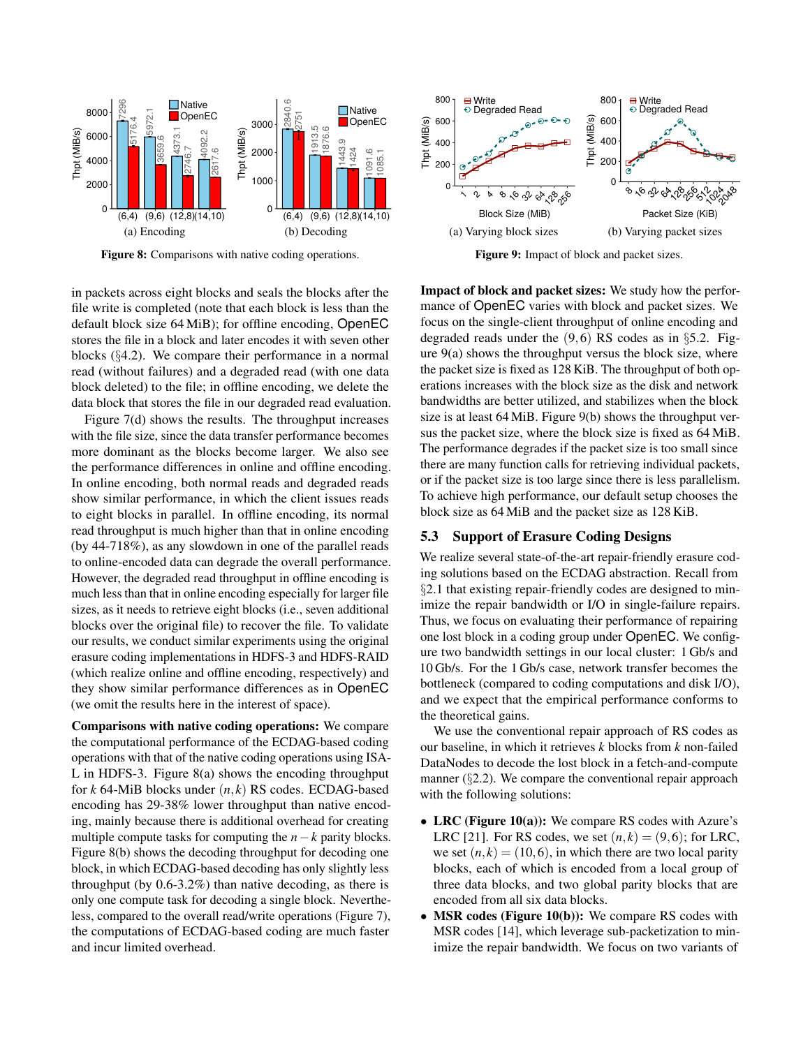Figure 8: Comparisons with native coding operations.

Figure 9: Impact of block and packet sizes.

in packets across eight blocks and seals the blocks after the file write is completed (note that each block is less than the default block size 64 MiB); for offline encoding, OpenEC stores the file in a block and later encodes it with seven other blocks (§4.2). We compare their performance in a normal read (without failures) and a degraded read (with one data block deleted) to the file; in offline encoding, we delete the data block that stores the file in our degraded read evaluation.

Figure 7(d) shows the results. The throughput increases with the file size, since the data transfer performance becomes more dominant as the blocks become larger. We also see the performance differences in online and offline encoding. In online encoding, both normal reads and degraded reads show similar performance, in which the client issues reads to eight blocks in parallel. In offline encoding, its normal read throughput is much higher than that in online encoding (by 44-718%), as any slowdown in one of the parallel reads to online-encoded data can degrade the overall performance. However, the degraded read throughput in offline encoding is much less than that in online encoding especially for larger file sizes, as it needs to retrieve eight blocks (i.e., seven additional blocks over the original file) to recover the file. To validate our results, we conduct similar experiments using the original erasure coding implementations in HDFS-3 and HDFS-RAID (which realize online and offline encoding, respectively) and they show similar performance differences as in OpenEC (we omit the results here in the interest of space).

**Comparisons with native coding operations:** We compare the computational performance of the ECDAG-based coding operations with that of the native coding operations using ISA-L in HDFS-3. Figure 8(a) shows the encoding throughput for $k$ 64-MiB blocks under $(n,k)$ RS codes. ECDAG-based encoding has 29-38% lower throughput than native encoding, mainly because there is additional overhead for creating multiple compute tasks for computing the $n-k$ parity blocks. Figure 8(b) shows the decoding throughput for decoding one block, in which ECDAG-based decoding has only slightly less throughput (by 0.6-3.2%) than native decoding, as there is only one compute task for decoding a single block. Nevertheless, compared to the overall read/write operations (Figure 7), the computations of ECDAG-based coding are much faster and incur limited overhead.

**Impact of block and packet sizes:** We study how the performance of OpenEC varies with block and packet sizes. We focus on the single-client throughput of online encoding and degraded reads under the $(9,6)$ RS codes as in §5.2. Figure 9(a) shows the throughput versus the block size, where the packet size is fixed as 128 KiB. The throughput of both operations increases with the block size as the disk and network bandwidths are better utilized, and stabilizes when the block size is at least 64 MiB. Figure 9(b) shows the throughput versus the packet size, where the block size is fixed as 64 MiB. The performance degrades if the packet size is too small since there are many function calls for retrieving individual packets, or if the packet size is too large since there is less parallelism. To achieve high performance, our default setup chooses the block size as 64 MiB and the packet size as 128 KiB.

## 5.3 Support of Erasure Coding Designs

We realize several state-of-the-art repair-friendly erasure coding solutions based on the ECDAG abstraction. Recall from §2.1 that existing repair-friendly codes are designed to minimize the repair bandwidth or I/O in single-failure repairs. Thus, we focus on evaluating their performance of repairing one lost block in a coding group under OpenEC. We configure two bandwidth settings in our local cluster: 1 Gb/s and 10 Gb/s. For the 1 Gb/s case, network transfer becomes the bottleneck (compared to coding computations and disk I/O), and we expect that the empirical performance conforms to the theoretical gains.

We use the conventional repair approach of RS codes as our baseline, in which it retrieves $k$ blocks from $k$ non-failed DataNodes to decode the lost block in a fetch-and-compute manner (§2.2). We compare the conventional repair approach with the following solutions:

- **LRC (Figure 10(a)):** We compare RS codes with Azure's LRC [21]. For RS codes, we set $(n,k) = (9,6)$; for LRC, we set $(n,k) = (10,6)$, in which there are two local parity blocks, each of which is encoded from a local group of three data blocks, and two global parity blocks that are encoded from all six data blocks.
- **MSR codes (Figure 10(b)):** We compare RS codes with MSR codes [14], which leverage sub-packetization to minimize the repair bandwidth. We focus on two variants of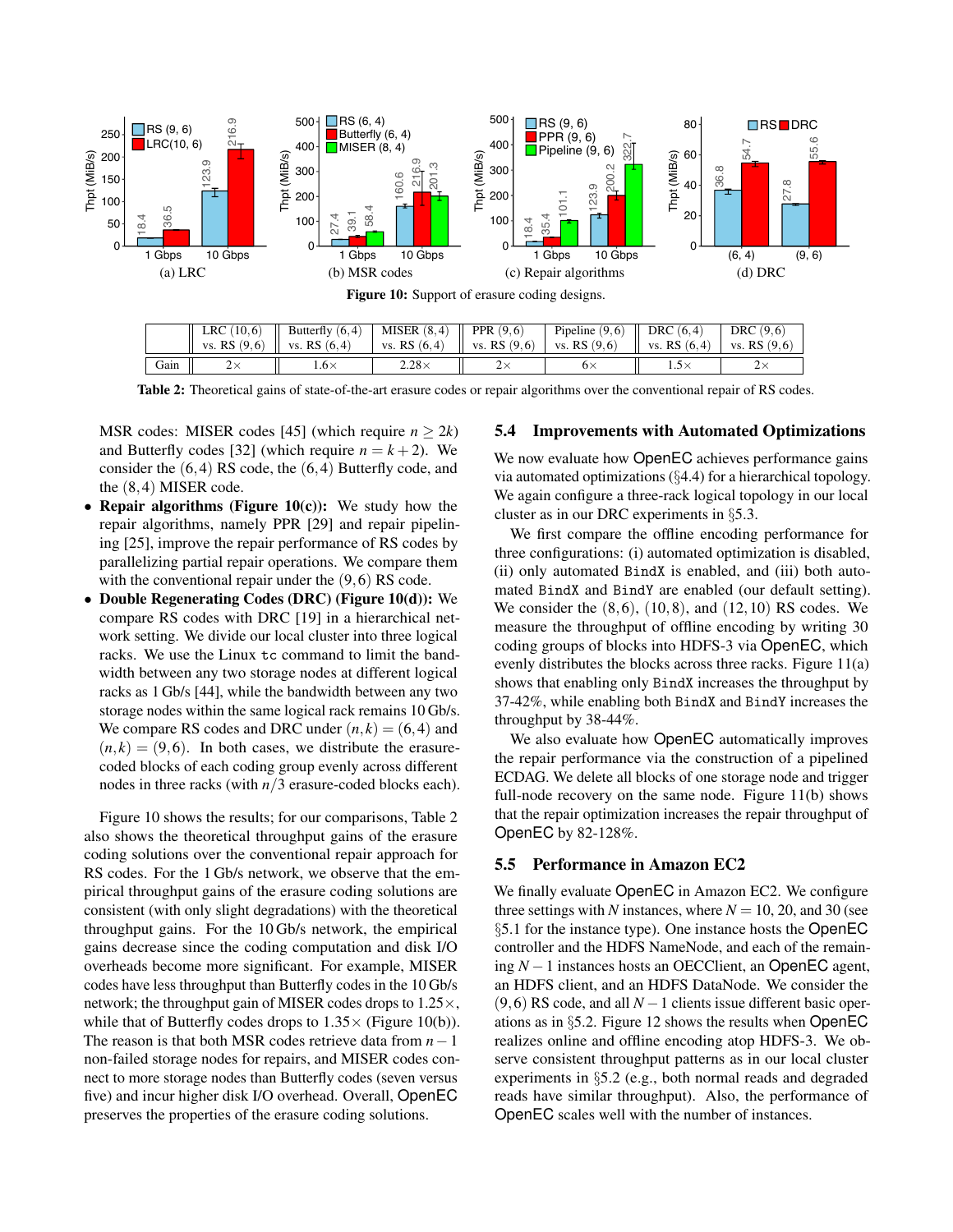Figure 10: Support of erasure coding designs.

|  | LRC (10,6) vs. RS (9,6) | Butterfly (6,4) vs. RS (6,4) | MISER (8,4) vs. RS (6,4) | PPR (9,6) vs. RS (9,6) | Pipeline (9,6) vs. RS (9,6) | DRC (6,4) vs. RS (6,4) | DRC (9,6) vs. RS (9,6) |
|---|---|---|---|---|---|---|---|
| Gain | 2× | 1.6× | 2.28× | 2× | 6× | 1.5× | 2× |

**Table 2:** Theoretical gains of state-of-the-art erasure codes or repair algorithms over the conventional repair of RS codes.

MSR codes: MISER codes [45] (which require $n \geq 2k$) and Butterfly codes [32] (which require $n = k+2$). We consider the $(6,4)$ RS code, the $(6,4)$ Butterfly code, and the $(8,4)$ MISER code.

- **Repair algorithms (Figure 10(c)):** We study how the repair algorithms, namely PPR [29] and repair pipelining [25], improve the repair performance of RS codes by parallelizing partial repair operations. We compare them with the conventional repair under the $(9,6)$ RS code.
- **Double Regenerating Codes (DRC) (Figure 10(d)):** We compare RS codes with DRC [19] in a hierarchical network setting. We divide our local cluster into three logical racks. We use the Linux `tc` command to limit the bandwidth between any two storage nodes at different logical racks as 1 Gb/s [44], while the bandwidth between any two storage nodes within the same logical rack remains 10 Gb/s. We compare RS codes and DRC under $(n,k) = (6,4)$ and $(n,k) = (9,6)$. In both cases, we distribute the erasure-coded blocks of each coding group evenly across different nodes in three racks (with $n/3$ erasure-coded blocks each).

Figure 10 shows the results; for our comparisons, Table 2 also shows the theoretical throughput gains of the erasure coding solutions over the conventional repair approach for RS codes. For the 1 Gb/s network, we observe that the empirical throughput gains of the erasure coding solutions are consistent (with only slight degradations) with the theoretical throughput gains. For the 10 Gb/s network, the empirical gains decrease since the coding computation and disk I/O overheads become more significant. For example, MISER codes have less throughput than Butterfly codes in the 10 Gb/s network; the throughput gain of MISER codes drops to 1.25×, while that of Butterfly codes drops to 1.35× (Figure 10(b)). The reason is that both MSR codes retrieve data from $n-1$ non-failed storage nodes for repairs, and MISER codes connect to more storage nodes than Butterfly codes (seven versus five) and incur higher disk I/O overhead. Overall, OpenEC preserves the properties of the erasure coding solutions.

## 5.4 Improvements with Automated Optimizations

We now evaluate how OpenEC achieves performance gains via automated optimizations (§4.4) for a hierarchical topology. We again configure a three-rack logical topology in our local cluster as in our DRC experiments in §5.3.

We first compare the offline encoding performance for three configurations: (i) automated optimization is disabled, (ii) only automated `BindX` is enabled, and (iii) both automated `BindX` and `BindY` are enabled (our default setting). We consider the $(8,6)$, $(10,8)$, and $(12,10)$ RS codes. We measure the throughput of offline encoding by writing 30 coding groups of blocks into HDFS-3 via OpenEC, which evenly distributes the blocks across three racks. Figure 11(a) shows that enabling only `BindX` increases the throughput by 37-42%, while enabling both `BindX` and `BindY` increases the throughput by 38-44%.

We also evaluate how OpenEC automatically improves the repair performance via the construction of a pipelined ECDAG. We delete all blocks of one storage node and trigger full-node recovery on the same node. Figure 11(b) shows that the repair optimization increases the repair throughput of OpenEC by 82-128%.

## 5.5 Performance in Amazon EC2

We finally evaluate OpenEC in Amazon EC2. We configure three settings with $N$ instances, where $N = 10$, 20, and 30 (see §5.1 for the instance type). One instance hosts the OpenEC controller and the HDFS NameNode, and each of the remaining $N-1$ instances hosts an OECClient, an OpenEC agent, an HDFS client, and an HDFS DataNode. We consider the $(9,6)$ RS code, and all $N-1$ clients issue different basic operations as in §5.2. Figure 12 shows the results when OpenEC realizes online and offline encoding atop HDFS-3. We observe consistent throughput patterns as in our local cluster experiments in §5.2 (e.g., both normal reads and degraded reads have similar throughput). Also, the performance of OpenEC scales well with the number of instances.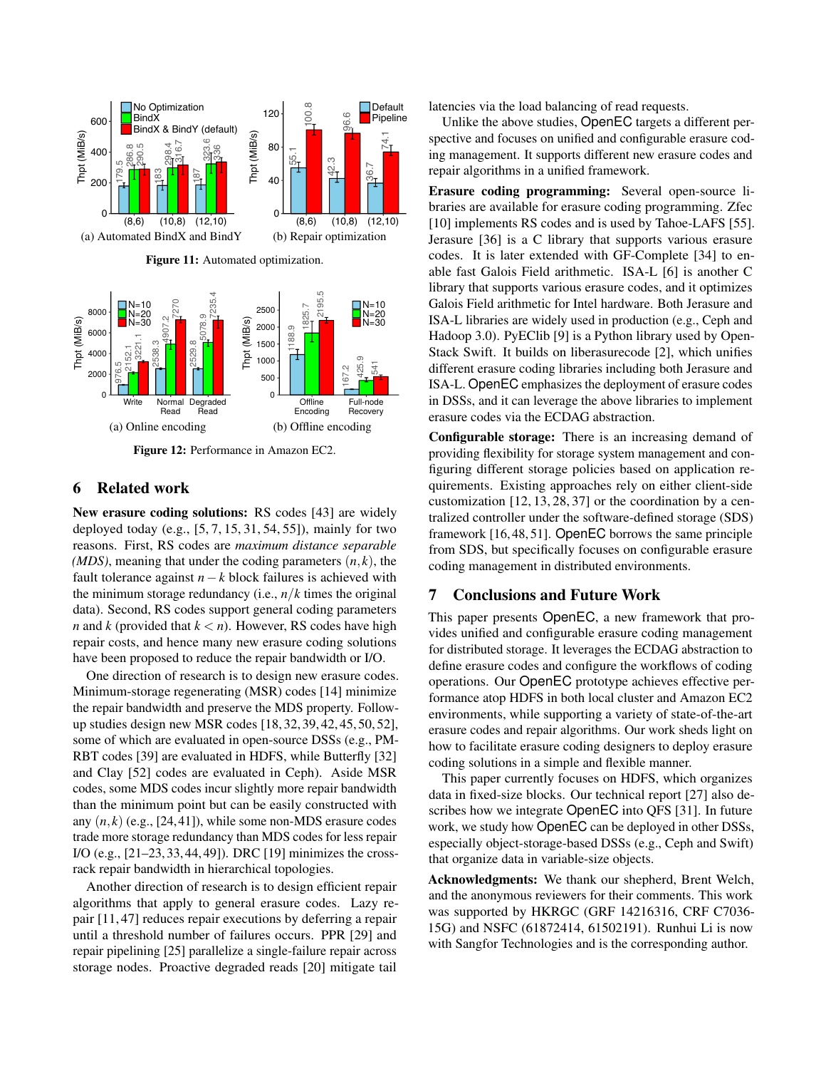Figure 11: Automated optimization.

Figure 12: Performance in Amazon EC2.

## 6 Related work

**New erasure coding solutions:** RS codes [43] are widely deployed today (e.g., [5, 7, 15, 31, 54, 55]), mainly for two reasons. First, RS codes are *maximum distance separable (MDS)*, meaning that under the coding parameters $(n,k)$, the fault tolerance against $n-k$ block failures is achieved with the minimum storage redundancy (i.e., $n/k$ times the original data). Second, RS codes support general coding parameters $n$ and $k$ (provided that $k<n$). However, RS codes have high repair costs, and hence many new erasure coding solutions have been proposed to reduce the repair bandwidth or I/O.

One direction of research is to design new erasure codes. Minimum-storage regenerating (MSR) codes [14] minimize the repair bandwidth and preserve the MDS property. Follow-up studies design new MSR codes [18, 32, 39, 42, 45, 50, 52], some of which are evaluated in open-source DSSs (e.g., PM-RBT codes [39] are evaluated in HDFS, while Butterfly [32] and Clay [52] codes are evaluated in Ceph). Aside MSR codes, some MDS codes incur slightly more repair bandwidth than the minimum point but can be easily constructed with any $(n,k)$ (e.g., [24, 41]), while some non-MDS erasure codes trade more storage redundancy than MDS codes for less repair I/O (e.g., [21–23, 33, 44, 49]). DRC [19] minimizes the cross-rack repair bandwidth in hierarchical topologies.

Another direction of research is to design efficient repair algorithms that apply to general erasure codes. Lazy repair [11, 47] reduces repair executions by deferring a repair until a threshold number of failures occurs. PPR [29] and repair pipelining [25] parallelize a single-failure repair across storage nodes. Proactive degraded reads [20] mitigate tail latencies via the load balancing of read requests.

Unlike the above studies, OpenEC targets a different perspective and focuses on unified and configurable erasure coding management. It supports different new erasure codes and repair algorithms in a unified framework.

**Erasure coding programming:** Several open-source libraries are available for erasure coding programming. Zfec [10] implements RS codes and is used by Tahoe-LAFS [55]. Jerasure [36] is a C library that supports various erasure codes. It is later extended with GF-Complete [34] to enable fast Galois Field arithmetic. ISA-L [6] is another C library that supports various erasure codes, and it optimizes Galois Field arithmetic for Intel hardware. Both Jerasure and ISA-L libraries are widely used in production (e.g., Ceph and Hadoop 3.0). PyEClib [9] is a Python library used by OpenStack Swift. It builds on liberasurecode [2], which unifies different erasure coding libraries including both Jerasure and ISA-L. OpenEC emphasizes the deployment of erasure codes in DSSs, and it can leverage the above libraries to implement erasure codes via the ECDAG abstraction.

**Configurable storage:** There is an increasing demand of providing flexibility for storage system management and configuring different storage policies based on application requirements. Existing approaches rely on either client-side customization [12, 13, 28, 37] or the coordination by a centralized controller under the software-defined storage (SDS) framework [16, 48, 51]. OpenEC borrows the same principle from SDS, but specifically focuses on configurable erasure coding management in distributed environments.

## 7 Conclusions and Future Work

This paper presents OpenEC, a new framework that provides unified and configurable erasure coding management for distributed storage. It leverages the ECDAG abstraction to define erasure codes and configure the workflows of coding operations. Our OpenEC prototype achieves effective performance atop HDFS in both local cluster and Amazon EC2 environments, while supporting a variety of state-of-the-art erasure codes and repair algorithms. Our work sheds light on how to facilitate erasure coding designers to deploy erasure coding solutions in a simple and flexible manner.

This paper currently focuses on HDFS, which organizes data in fixed-size blocks. Our technical report [27] also describes how we integrate OpenEC into QFS [31]. In future work, we study how OpenEC can be deployed in other DSSs, especially object-storage-based DSSs (e.g., Ceph and Swift) that organize data in variable-size objects.

**Acknowledgments:** We thank our shepherd, Brent Welch, and the anonymous reviewers for their comments. This work was supported by HKRGC (GRF 14216316, CRF C7036-15G) and NSFC (61872414, 61502191). Runhui Li is now with Sangfor Technologies and is the corresponding author.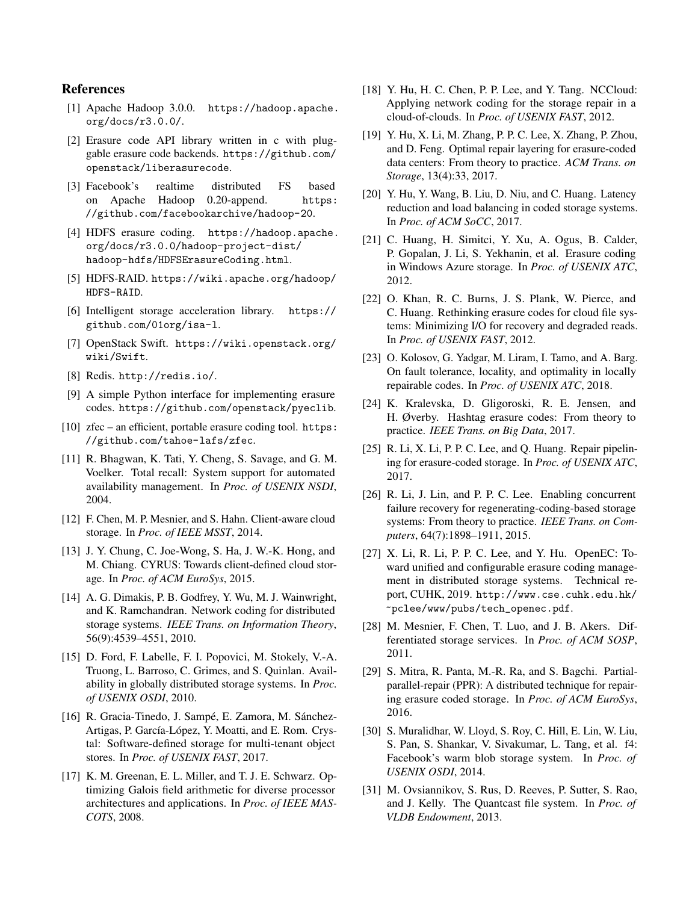## References

[1] Apache Hadoop 3.0.0. https://hadoop.apache.org/docs/r3.0.0/.

[2] Erasure code API library written in c with pluggable erasure code backends. https://github.com/openstack/liberasurecode.

[3] Facebook's realtime distributed FS based on Apache Hadoop 0.20-append. https://github.com/facebookarchive/hadoop-20.

[4] HDFS erasure coding. https://hadoop.apache.org/docs/r3.0.0/hadoop-project-dist/hadoop-hdfs/HDFSErasureCoding.html.

[5] HDFS-RAID. https://wiki.apache.org/hadoop/HDFS-RAID.

[6] Intelligent storage acceleration library. https://github.com/01org/isa-l.

[7] OpenStack Swift. https://wiki.openstack.org/wiki/Swift.

[8] Redis. http://redis.io/.

[9] A simple Python interface for implementing erasure codes. https://github.com/openstack/pyeclib.

[10] zfec – an efficient, portable erasure coding tool. https://github.com/tahoe-lafs/zfec.

[11] R. Bhagwan, K. Tati, Y. Cheng, S. Savage, and G. M. Voelker. Total recall: System support for automated availability management. In *Proc. of USENIX NSDI*, 2004.

[12] F. Chen, M. P. Mesnier, and S. Hahn. Client-aware cloud storage. In *Proc. of IEEE MSST*, 2014.

[13] J. Y. Chung, C. Joe-Wong, S. Ha, J. W.-K. Hong, and M. Chiang. CYRUS: Towards client-defined cloud storage. In *Proc. of ACM EuroSys*, 2015.

[14] A. G. Dimakis, P. B. Godfrey, Y. Wu, M. J. Wainwright, and K. Ramchandran. Network coding for distributed storage systems. *IEEE Trans. on Information Theory*, 56(9):4539–4551, 2010.

[15] D. Ford, F. Labelle, F. I. Popovici, M. Stokely, V.-A. Truong, L. Barroso, C. Grimes, and S. Quinlan. Availability in globally distributed storage systems. In *Proc. of USENIX OSDI*, 2010.

[16] R. Gracia-Tinedo, J. Sampé, E. Zamora, M. Sánchez-Artigas, P. García-López, Y. Moatti, and E. Rom. Crystal: Software-defined storage for multi-tenant object stores. In *Proc. of USENIX FAST*, 2017.

[17] K. M. Greenan, E. L. Miller, and T. J. E. Schwarz. Optimizing Galois field arithmetic for diverse processor architectures and applications. In *Proc. of IEEE MASCOTS*, 2008.

[18] Y. Hu, H. C. Chen, P. P. Lee, and Y. Tang. NCCloud: Applying network coding for the storage repair in a cloud-of-clouds. In *Proc. of USENIX FAST*, 2012.

[19] Y. Hu, X. Li, M. Zhang, P. P. C. Lee, X. Zhang, P. Zhou, and D. Feng. Optimal repair layering for erasure-coded data centers: From theory to practice. *ACM Trans. on Storage*, 13(4):33, 2017.

[20] Y. Hu, Y. Wang, B. Liu, D. Niu, and C. Huang. Latency reduction and load balancing in coded storage systems. In *Proc. of ACM SoCC*, 2017.

[21] C. Huang, H. Simitci, Y. Xu, A. Ogus, B. Calder, P. Gopalan, J. Li, S. Yekhanin, et al. Erasure coding in Windows Azure storage. In *Proc. of USENIX ATC*, 2012.

[22] O. Khan, R. C. Burns, J. S. Plank, W. Pierce, and C. Huang. Rethinking erasure codes for cloud file systems: Minimizing I/O for recovery and degraded reads. In *Proc. of USENIX FAST*, 2012.

[23] O. Kolosov, G. Yadgar, M. Liram, I. Tamo, and A. Barg. On fault tolerance, locality, and optimality in locally repairable codes. In *Proc. of USENIX ATC*, 2018.

[24] K. Kralevska, D. Gligoroski, R. E. Jensen, and H. Øverby. Hashtag erasure codes: From theory to practice. *IEEE Trans. on Big Data*, 2017.

[25] R. Li, X. Li, P. P. C. Lee, and Q. Huang. Repair pipelining for erasure-coded storage. In *Proc. of USENIX ATC*, 2017.

[26] R. Li, J. Lin, and P. P. C. Lee. Enabling concurrent failure recovery for regenerating-coding-based storage systems: From theory to practice. *IEEE Trans. on Computers*, 64(7):1898–1911, 2015.

[27] X. Li, R. Li, P. P. C. Lee, and Y. Hu. OpenEC: Toward unified and configurable erasure coding management in distributed storage systems. Technical report, CUHK, 2019. http://www.cse.cuhk.edu.hk/~pclee/www/pubs/tech_openec.pdf.

[28] M. Mesnier, F. Chen, T. Luo, and J. B. Akers. Differentiated storage services. In *Proc. of ACM SOSP*, 2011.

[29] S. Mitra, R. Panta, M.-R. Ra, and S. Bagchi. Partial-parallel-repair (PPR): A distributed technique for repairing erasure coded storage. In *Proc. of ACM EuroSys*, 2016.

[30] S. Muralidhar, W. Lloyd, S. Roy, C. Hill, E. Lin, W. Liu, S. Pan, S. Shankar, V. Sivakumar, L. Tang, et al. f4: Facebook's warm blob storage system. In *Proc. of USENIX OSDI*, 2014.

[31] M. Ovsiannikov, S. Rus, D. Reeves, P. Sutter, S. Rao, and J. Kelly. The Quantcast file system. In *Proc. of VLDB Endowment*, 2013.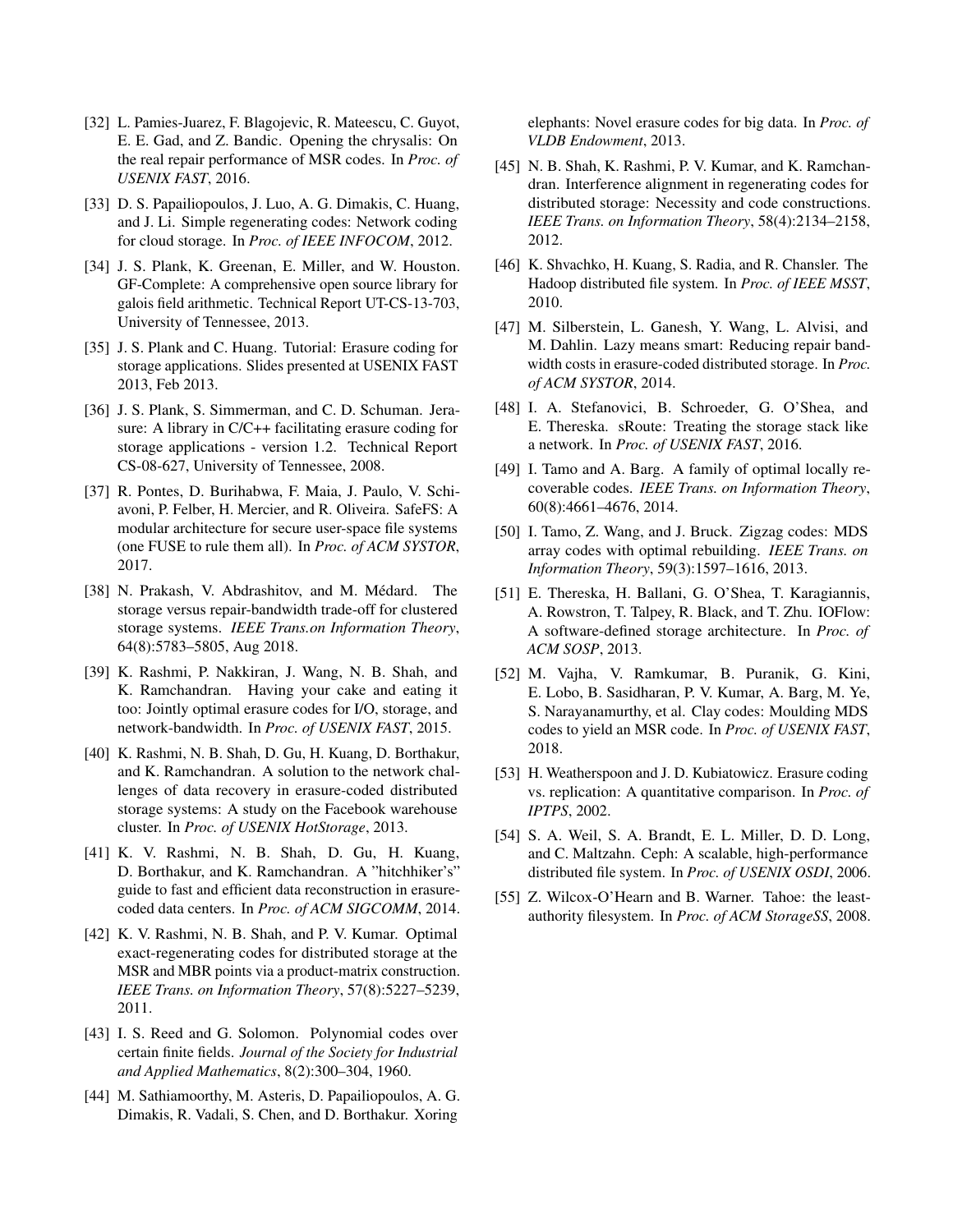[32] L. Pamies-Juarez, F. Blagojevic, R. Mateescu, C. Guyot, E. E. Gad, and Z. Bandic. Opening the chrysalis: On the real repair performance of MSR codes. In *Proc. of USENIX FAST*, 2016.

[33] D. S. Papailiopoulos, J. Luo, A. G. Dimakis, C. Huang, and J. Li. Simple regenerating codes: Network coding for cloud storage. In *Proc. of IEEE INFOCOM*, 2012.

[34] J. S. Plank, K. Greenan, E. Miller, and W. Houston. GF-Complete: A comprehensive open source library for galois field arithmetic. Technical Report UT-CS-13-703, University of Tennessee, 2013.

[35] J. S. Plank and C. Huang. Tutorial: Erasure coding for storage applications. Slides presented at USENIX FAST 2013, Feb 2013.

[36] J. S. Plank, S. Simmerman, and C. D. Schuman. Jerasure: A library in C/C++ facilitating erasure coding for storage applications - version 1.2. Technical Report CS-08-627, University of Tennessee, 2008.

[37] R. Pontes, D. Burihabwa, F. Maia, J. Paulo, V. Schiavoni, P. Felber, H. Mercier, and R. Oliveira. SafeFS: A modular architecture for secure user-space file systems (one FUSE to rule them all). In *Proc. of ACM SYSTOR*, 2017.

[38] N. Prakash, V. Abdrashitov, and M. Médard. The storage versus repair-bandwidth trade-off for clustered storage systems. *IEEE Trans.on Information Theory*, 64(8):5783–5805, Aug 2018.

[39] K. Rashmi, P. Nakkiran, J. Wang, N. B. Shah, and K. Ramchandran. Having your cake and eating it too: Jointly optimal erasure codes for I/O, storage, and network-bandwidth. In *Proc. of USENIX FAST*, 2015.

[40] K. Rashmi, N. B. Shah, D. Gu, H. Kuang, D. Borthakur, and K. Ramchandran. A solution to the network challenges of data recovery in erasure-coded distributed storage systems: A study on the Facebook warehouse cluster. In *Proc. of USENIX HotStorage*, 2013.

[41] K. V. Rashmi, N. B. Shah, D. Gu, H. Kuang, D. Borthakur, and K. Ramchandran. A "hitchhiker's" guide to fast and efficient data reconstruction in erasure-coded data centers. In *Proc. of ACM SIGCOMM*, 2014.

[42] K. V. Rashmi, N. B. Shah, and P. V. Kumar. Optimal exact-regenerating codes for distributed storage at the MSR and MBR points via a product-matrix construction. *IEEE Trans. on Information Theory*, 57(8):5227–5239, 2011.

[43] I. S. Reed and G. Solomon. Polynomial codes over certain finite fields. *Journal of the Society for Industrial and Applied Mathematics*, 8(2):300–304, 1960.

[44] M. Sathiamoorthy, M. Asteris, D. Papailiopoulos, A. G. Dimakis, R. Vadali, S. Chen, and D. Borthakur. Xoring elephants: Novel erasure codes for big data. In *Proc. of VLDB Endowment*, 2013.

[45] N. B. Shah, K. Rashmi, P. V. Kumar, and K. Ramchandran. Interference alignment in regenerating codes for distributed storage: Necessity and code constructions. *IEEE Trans. on Information Theory*, 58(4):2134–2158, 2012.

[46] K. Shvachko, H. Kuang, S. Radia, and R. Chansler. The Hadoop distributed file system. In *Proc. of IEEE MSST*, 2010.

[47] M. Silberstein, L. Ganesh, Y. Wang, L. Alvisi, and M. Dahlin. Lazy means smart: Reducing repair bandwidth costs in erasure-coded distributed storage. In *Proc. of ACM SYSTOR*, 2014.

[48] I. A. Stefanovici, B. Schroeder, G. O'Shea, and E. Thereska. sRoute: Treating the storage stack like a network. In *Proc. of USENIX FAST*, 2016.

[49] I. Tamo and A. Barg. A family of optimal locally recoverable codes. *IEEE Trans. on Information Theory*, 60(8):4661–4676, 2014.

[50] I. Tamo, Z. Wang, and J. Bruck. Zigzag codes: MDS array codes with optimal rebuilding. *IEEE Trans. on Information Theory*, 59(3):1597–1616, 2013.

[51] E. Thereska, H. Ballani, G. O'Shea, T. Karagiannis, A. Rowstron, T. Talpey, R. Black, and T. Zhu. IOFlow: A software-defined storage architecture. In *Proc. of ACM SOSP*, 2013.

[52] M. Vajha, V. Ramkumar, B. Puranik, G. Kini, E. Lobo, B. Sasidharan, P. V. Kumar, A. Barg, M. Ye, S. Narayanamurthy, et al. Clay codes: Moulding MDS codes to yield an MSR code. In *Proc. of USENIX FAST*, 2018.

[53] H. Weatherspoon and J. D. Kubiatowicz. Erasure coding vs. replication: A quantitative comparison. In *Proc. of IPTPS*, 2002.

[54] S. A. Weil, S. A. Brandt, E. L. Miller, D. D. Long, and C. Maltzahn. Ceph: A scalable, high-performance distributed file system. In *Proc. of USENIX OSDI*, 2006.

[55] Z. Wilcox-O'Hearn and B. Warner. Tahoe: the least-authority filesystem. In *Proc. of ACM StorageSS*, 2008.